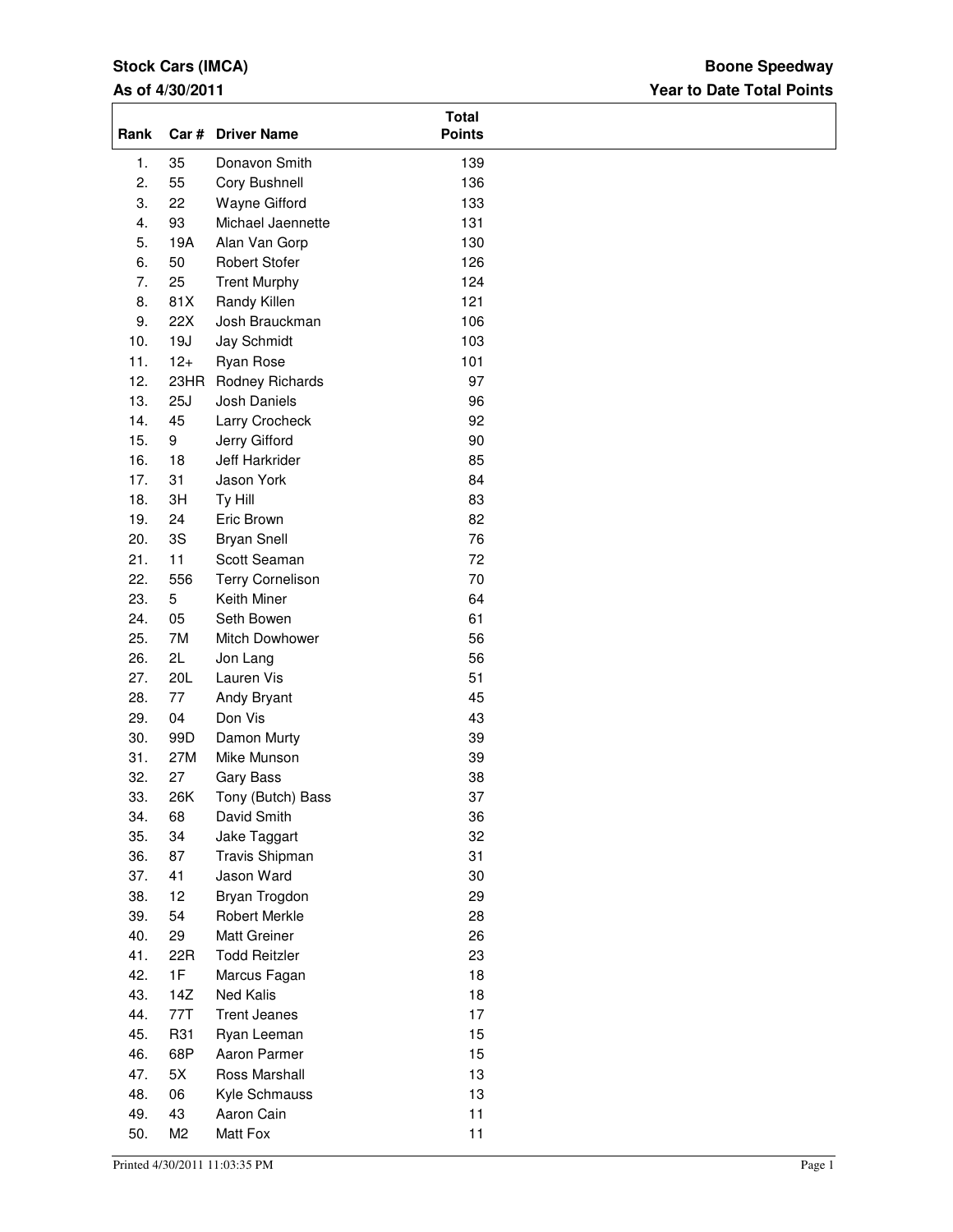**Stock Cars (IMCA)** | **Boone Speedway**

**As of 4/30/2011** | **Year to Date Total Points**

| Rank | Car # | Driver Name | Total Points |
|---|---|---|---|
| 1. | 35 | Donavon Smith | 139 |
| 2. | 55 | Cory Bushnell | 136 |
| 3. | 22 | Wayne Gifford | 133 |
| 4. | 93 | Michael Jaennette | 131 |
| 5. | 19A | Alan Van Gorp | 130 |
| 6. | 50 | Robert Stofer | 126 |
| 7. | 25 | Trent Murphy | 124 |
| 8. | 81X | Randy Killen | 121 |
| 9. | 22X | Josh Brauckman | 106 |
| 10. | 19J | Jay Schmidt | 103 |
| 11. | 12+ | Ryan Rose | 101 |
| 12. | 23HR | Rodney Richards | 97 |
| 13. | 25J | Josh Daniels | 96 |
| 14. | 45 | Larry Crocheck | 92 |
| 15. | 9 | Jerry Gifford | 90 |
| 16. | 18 | Jeff Harkrider | 85 |
| 17. | 31 | Jason York | 84 |
| 18. | 3H | Ty Hill | 83 |
| 19. | 24 | Eric Brown | 82 |
| 20. | 3S | Bryan Snell | 76 |
| 21. | 11 | Scott Seaman | 72 |
| 22. | 556 | Terry Cornelison | 70 |
| 23. | 5 | Keith Miner | 64 |
| 24. | 05 | Seth Bowen | 61 |
| 25. | 7M | Mitch Dowhower | 56 |
| 26. | 2L | Jon Lang | 56 |
| 27. | 20L | Lauren Vis | 51 |
| 28. | 77 | Andy Bryant | 45 |
| 29. | 04 | Don Vis | 43 |
| 30. | 99D | Damon Murty | 39 |
| 31. | 27M | Mike Munson | 39 |
| 32. | 27 | Gary Bass | 38 |
| 33. | 26K | Tony (Butch) Bass | 37 |
| 34. | 68 | David Smith | 36 |
| 35. | 34 | Jake Taggart | 32 |
| 36. | 87 | Travis Shipman | 31 |
| 37. | 41 | Jason Ward | 30 |
| 38. | 12 | Bryan Trogdon | 29 |
| 39. | 54 | Robert Merkle | 28 |
| 40. | 29 | Matt Greiner | 26 |
| 41. | 22R | Todd Reitzler | 23 |
| 42. | 1F | Marcus Fagan | 18 |
| 43. | 14Z | Ned Kalis | 18 |
| 44. | 77T | Trent Jeanes | 17 |
| 45. | R31 | Ryan Leeman | 15 |
| 46. | 68P | Aaron Parmer | 15 |
| 47. | 5X | Ross Marshall | 13 |
| 48. | 06 | Kyle Schmauss | 13 |
| 49. | 43 | Aaron Cain | 11 |
| 50. | M2 | Matt Fox | 11 |

Printed 4/30/2011 11:03:35 PM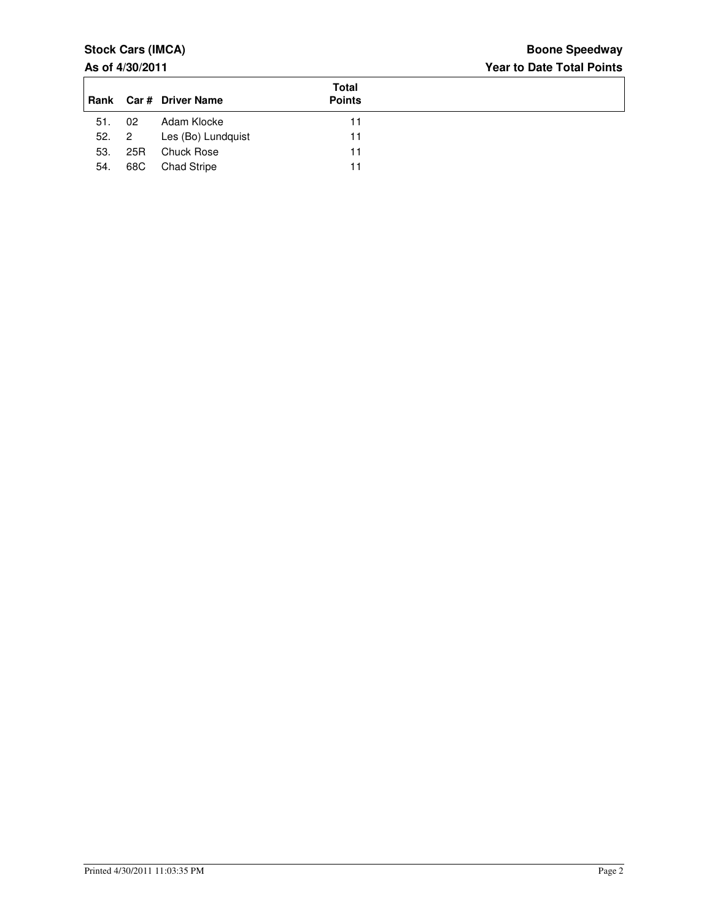**Stock Cars (IMCA)**

**As of 4/30/2011**

**Boone Speedway**

**Year to Date Total Points**

| Rank | Car # | Driver Name | Total Points |
|---|---|---|---|
| 51. | 02 | Adam Klocke | 11 |
| 52. | 2 | Les (Bo) Lundquist | 11 |
| 53. | 25R | Chuck Rose | 11 |
| 54. | 68C | Chad Stripe | 11 |

Printed 4/30/2011 11:03:35 PM